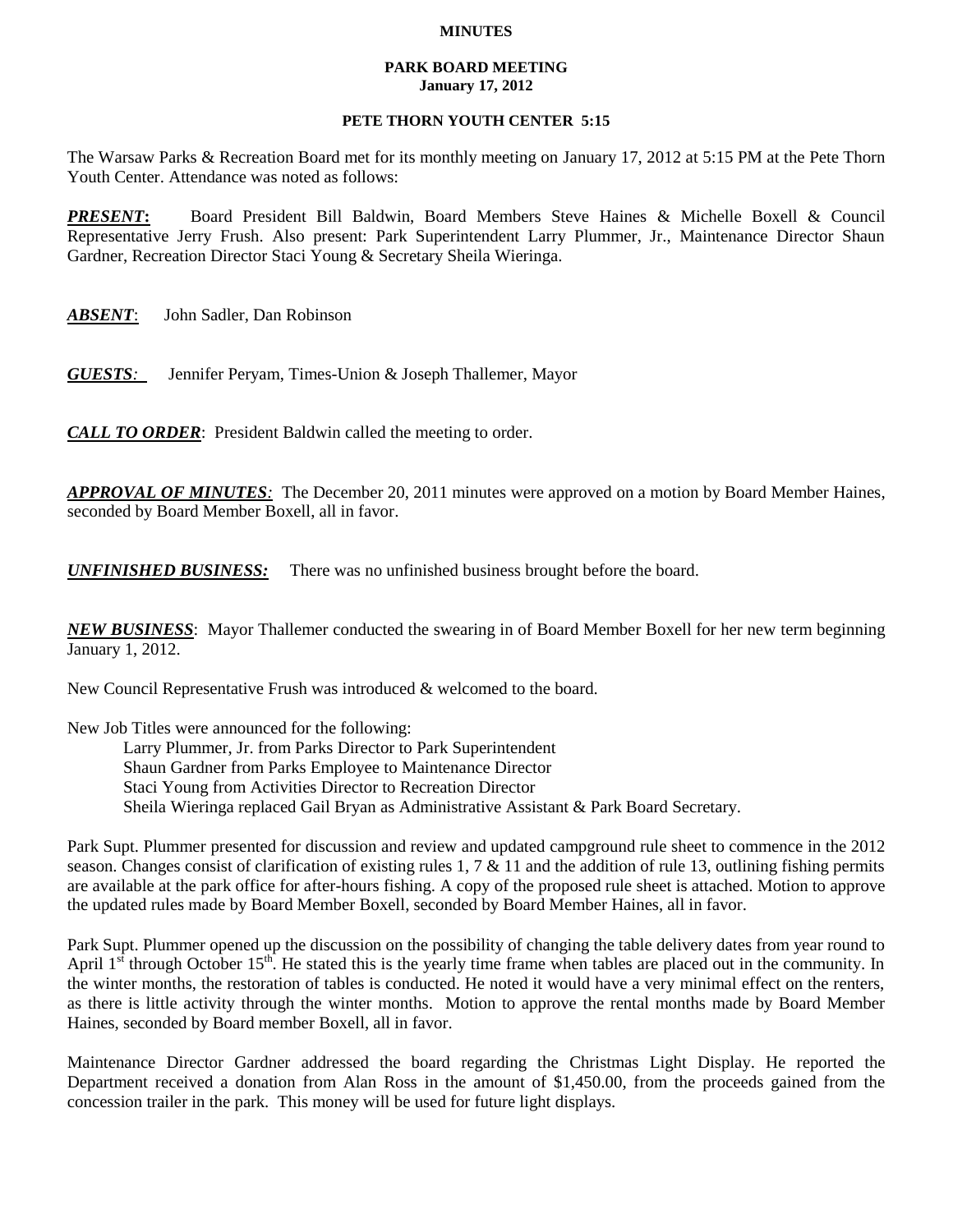# MINUTES

## PARK BOARD MEETING
**January 17, 2012**

**PETE THORN YOUTH CENTER 5:15**

The Warsaw Parks & Recreation Board met for its monthly meeting on January 17, 2012 at 5:15 PM at the Pete Thorn Youth Center. Attendance was noted as follows:

***PRESENT*:** Board President Bill Baldwin, Board Members Steve Haines & Michelle Boxell & Council Representative Jerry Frush. Also present: Park Superintendent Larry Plummer, Jr., Maintenance Director Shaun Gardner, Recreation Director Staci Young & Secretary Sheila Wieringa.

***ABSENT*:** John Sadler, Dan Robinson

***GUESTS*:** Jennifer Peryam, Times-Union & Joseph Thallemer, Mayor

***CALL TO ORDER*:** President Baldwin called the meeting to order.

***APPROVAL OF MINUTES*:** The December 20, 2011 minutes were approved on a motion by Board Member Haines, seconded by Board Member Boxell, all in favor.

***UNFINISHED BUSINESS:*** There was no unfinished business brought before the board.

***NEW BUSINESS*:** Mayor Thallemer conducted the swearing in of Board Member Boxell for her new term beginning January 1, 2012.

New Council Representative Frush was introduced & welcomed to the board.

New Job Titles were announced for the following:

- Larry Plummer, Jr. from Parks Director to Park Superintendent
- Shaun Gardner from Parks Employee to Maintenance Director
- Staci Young from Activities Director to Recreation Director
- Sheila Wieringa replaced Gail Bryan as Administrative Assistant & Park Board Secretary.

Park Supt. Plummer presented for discussion and review and updated campground rule sheet to commence in the 2012 season. Changes consist of clarification of existing rules 1, 7 & 11 and the addition of rule 13, outlining fishing permits are available at the park office for after-hours fishing. A copy of the proposed rule sheet is attached. Motion to approve the updated rules made by Board Member Boxell, seconded by Board Member Haines, all in favor.

Park Supt. Plummer opened up the discussion on the possibility of changing the table delivery dates from year round to April 1st through October 15th. He stated this is the yearly time frame when tables are placed out in the community. In the winter months, the restoration of tables is conducted. He noted it would have a very minimal effect on the renters, as there is little activity through the winter months. Motion to approve the rental months made by Board Member Haines, seconded by Board member Boxell, all in favor.

Maintenance Director Gardner addressed the board regarding the Christmas Light Display. He reported the Department received a donation from Alan Ross in the amount of $1,450.00, from the proceeds gained from the concession trailer in the park. This money will be used for future light displays.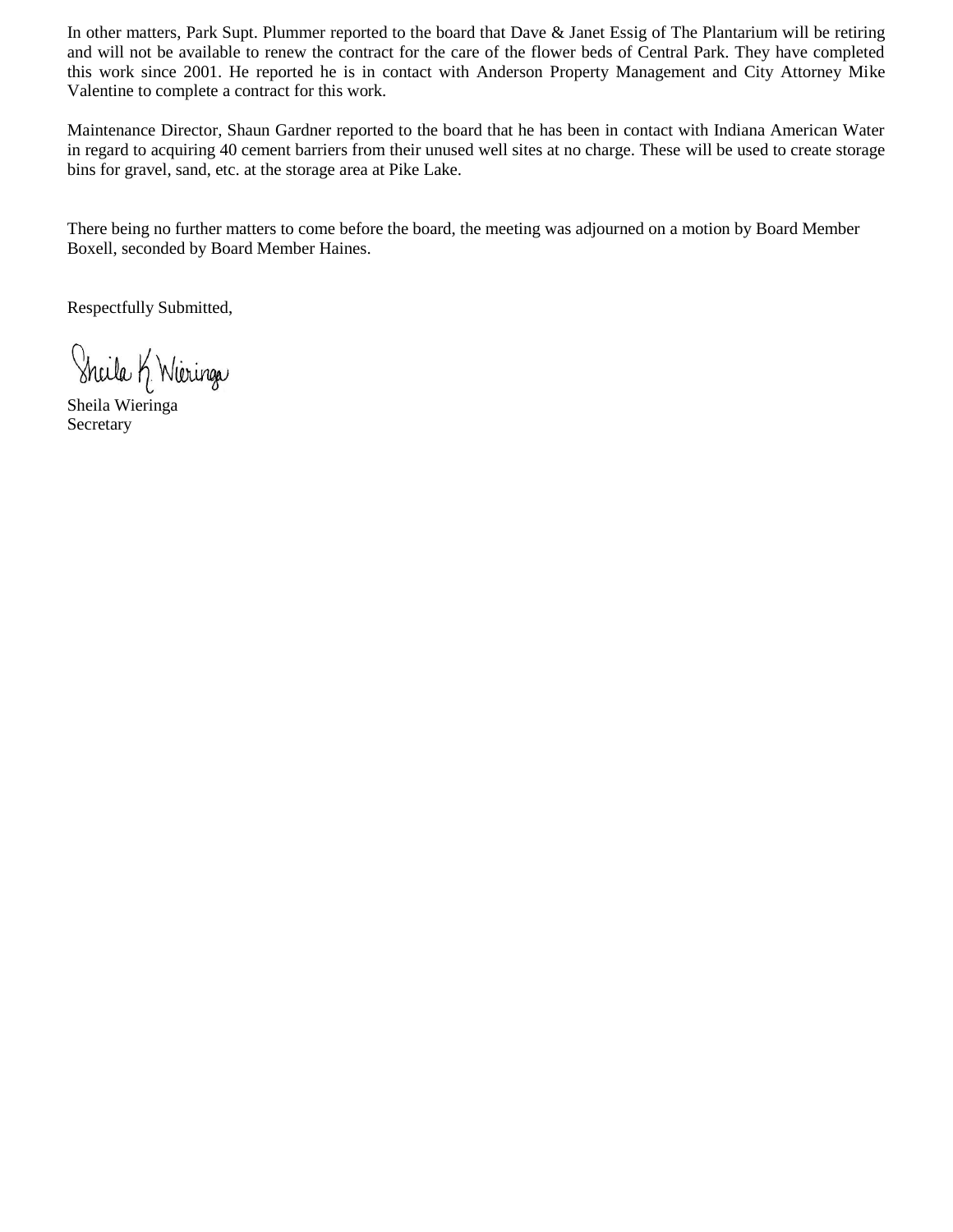In other matters, Park Supt. Plummer reported to the board that Dave & Janet Essig of The Plantarium will be retiring and will not be available to renew the contract for the care of the flower beds of Central Park. They have completed this work since 2001. He reported he is in contact with Anderson Property Management and City Attorney Mike Valentine to complete a contract for this work.

Maintenance Director, Shaun Gardner reported to the board that he has been in contact with Indiana American Water in regard to acquiring 40 cement barriers from their unused well sites at no charge. These will be used to create storage bins for gravel, sand, etc. at the storage area at Pike Lake.

There being no further matters to come before the board, the meeting was adjourned on a motion by Board Member Boxell, seconded by Board Member Haines.

Respectfully Submitted,

Sheila K. Wieringa

Sheila Wieringa
Secretary